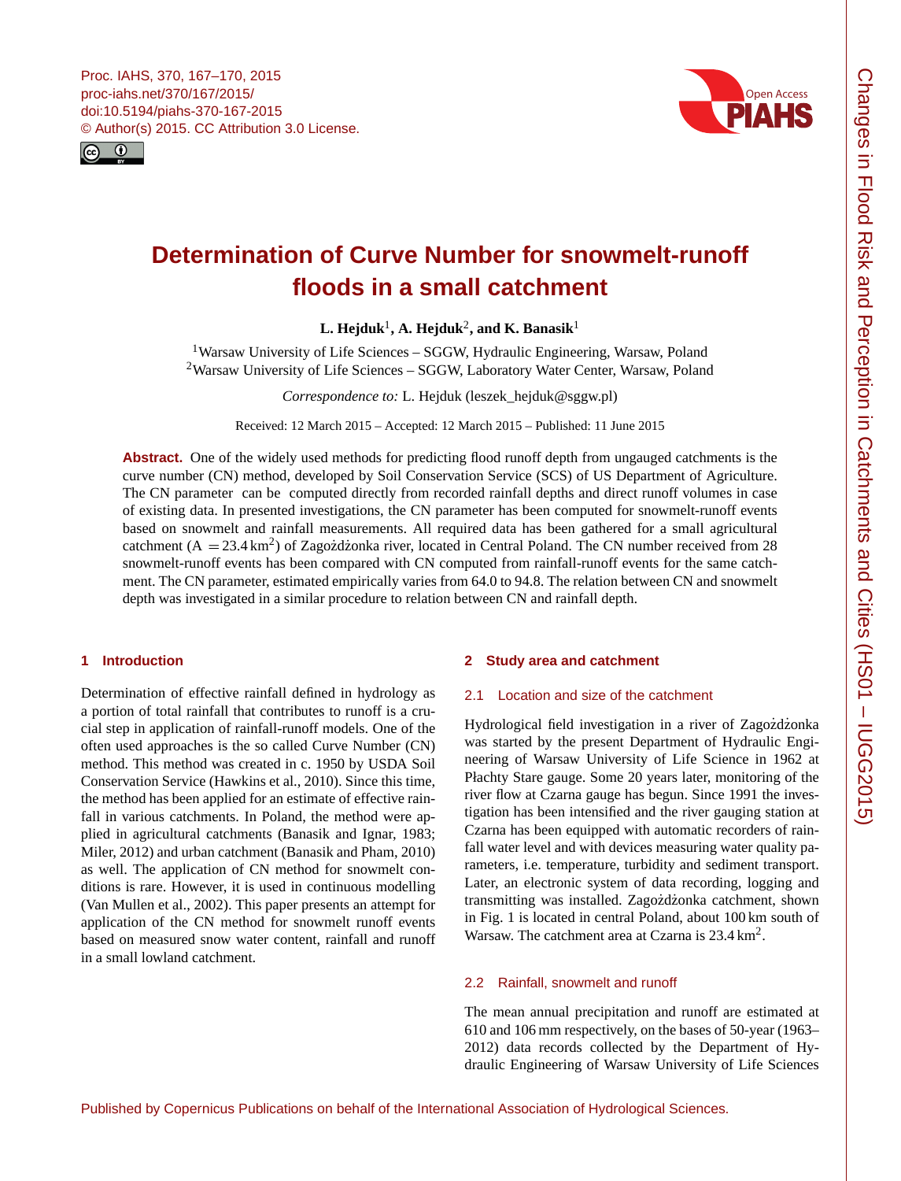# Determination of Curve Number for snowmelt-runoff floods in a small catchment

**L. Hejduk[1], A. Hejduk[2], and K. Banasik[1]**

[1]Warsaw University of Life Sciences – SGGW, Hydraulic Engineering, Warsaw, Poland
[2]Warsaw University of Life Sciences – SGGW, Laboratory Water Center, Warsaw, Poland

*Correspondence to:* L. Hejduk (leszek_hejduk@sggw.pl)

Received: 12 March 2015 – Accepted: 12 March 2015 – Published: 11 June 2015

**Abstract.** One of the widely used methods for predicting flood runoff depth from ungauged catchments is the curve number (CN) method, developed by Soil Conservation Service (SCS) of US Department of Agriculture. The CN parameter can be computed directly from recorded rainfall depths and direct runoff volumes in case of existing data. In presented investigations, the CN parameter has been computed for snowmelt-runoff events based on snowmelt and rainfall measurements. All required data has been gathered for a small agricultural catchment ($A = 23.4\,\text{km}^2$) of Zagożdżonka river, located in Central Poland. The CN number received from 28 snowmelt-runoff events has been compared with CN computed from rainfall-runoff events for the same catchment. The CN parameter, estimated empirically varies from 64.0 to 94.8. The relation between CN and snowmelt depth was investigated in a similar procedure to relation between CN and rainfall depth.

## 1 Introduction

Determination of effective rainfall defined in hydrology as a portion of total rainfall that contributes to runoff is a crucial step in application of rainfall-runoff models. One of the often used approaches is the so called Curve Number (CN) method. This method was created in c. 1950 by USDA Soil Conservation Service (Hawkins et al., 2010). Since this time, the method has been applied for an estimate of effective rainfall in various catchments. In Poland, the method were applied in agricultural catchments (Banasik and Ignar, 1983; Miler, 2012) and urban catchment (Banasik and Pham, 2010) as well. The application of CN method for snowmelt conditions is rare. However, it is used in continuous modelling (Van Mullen et al., 2002). This paper presents an attempt for application of the CN method for snowmelt runoff events based on measured snow water content, rainfall and runoff in a small lowland catchment.

## 2 Study area and catchment

### 2.1 Location and size of the catchment

Hydrological field investigation in a river of Zagożdżonka was started by the present Department of Hydraulic Engineering of Warsaw University of Life Science in 1962 at Płachty Stare gauge. Some 20 years later, monitoring of the river flow at Czarna gauge has begun. Since 1991 the investigation has been intensified and the river gauging station at Czarna has been equipped with automatic recorders of rainfall water level and with devices measuring water quality parameters, i.e. temperature, turbidity and sediment transport. Later, an electronic system of data recording, logging and transmitting was installed. Zagożdżonka catchment, shown in Fig. 1 is located in central Poland, about 100 km south of Warsaw. The catchment area at Czarna is $23.4\,\text{km}^2$.

### 2.2 Rainfall, snowmelt and runoff

The mean annual precipitation and runoff are estimated at 610 and 106 mm respectively, on the bases of 50-year (1963–2012) data records collected by the Department of Hydraulic Engineering of Warsaw University of Life Sciences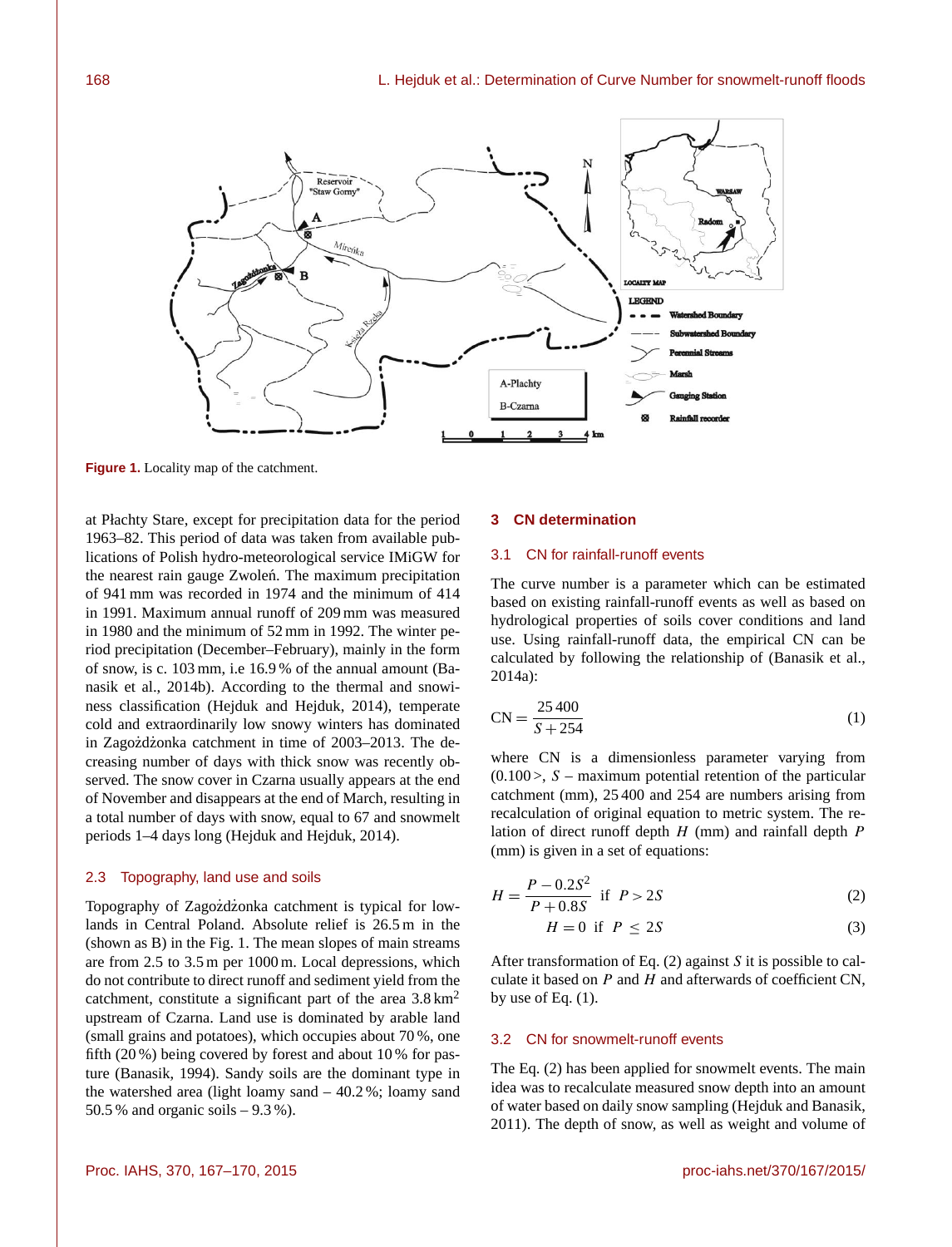Figure 1. Locality map of the catchment.

at Płachty Stare, except for precipitation data for the period 1963–82. This period of data was taken from available publications of Polish hydro-meteorological service IMiGW for the nearest rain gauge Zwoleń. The maximum precipitation of 941 mm was recorded in 1974 and the minimum of 414 in 1991. Maximum annual runoff of 209 mm was measured in 1980 and the minimum of 52 mm in 1992. The winter period precipitation (December–February), mainly in the form of snow, is c. 103 mm, i.e 16.9 % of the annual amount (Banasik et al., 2014b). According to the thermal and snowiness classification (Hejduk and Hejduk, 2014), temperate cold and extraordinarily low snowy winters has dominated in Zagożdżonka catchment in time of 2003–2013. The decreasing number of days with thick snow was recently observed. The snow cover in Czarna usually appears at the end of November and disappears at the end of March, resulting in a total number of days with snow, equal to 67 and snowmelt periods 1–4 days long (Hejduk and Hejduk, 2014).

### 2.3 Topography, land use and soils

Topography of Zagożdżonka catchment is typical for lowlands in Central Poland. Absolute relief is 26.5 m in the (shown as B) in the Fig. 1. The mean slopes of main streams are from 2.5 to 3.5 m per 1000 m. Local depressions, which do not contribute to direct runoff and sediment yield from the catchment, constitute a significant part of the area 3.8 km$^2$ upstream of Czarna. Land use is dominated by arable land (small grains and potatoes), which occupies about 70 %, one fifth (20 %) being covered by forest and about 10 % for pasture (Banasik, 1994). Sandy soils are the dominant type in the watershed area (light loamy sand – 40.2 %; loamy sand 50.5 % and organic soils – 9.3 %).

## 3 CN determination

### 3.1 CN for rainfall-runoff events

The curve number is a parameter which can be estimated based on existing rainfall-runoff events as well as based on hydrological properties of soils cover conditions and land use. Using rainfall-runoff data, the empirical CN can be calculated by following the relationship of (Banasik et al., 2014a):

$$\mathrm{CN} = \frac{25\,400}{S + 254} \tag{1}$$

where CN is a dimensionless parameter varying from (0.100 >, $S$ – maximum potential retention of the particular catchment (mm), 25 400 and 254 are numbers arising from recalculation of original equation to metric system. The relation of direct runoff depth $H$ (mm) and rainfall depth $P$ (mm) is given in a set of equations:

$$H = \frac{P - 0.2S^2}{P + 0.8S} \;\; \text{if} \;\; P > 2S \tag{2}$$

$$H = 0 \;\; \text{if} \;\; P \leq 2S \tag{3}$$

After transformation of Eq. (2) against $S$ it is possible to calculate it based on $P$ and $H$ and afterwards of coefficient CN, by use of Eq. (1).

### 3.2 CN for snowmelt-runoff events

The Eq. (2) has been applied for snowmelt events. The main idea was to recalculate measured snow depth into an amount of water based on daily snow sampling (Hejduk and Banasik, 2011). The depth of snow, as well as weight and volume of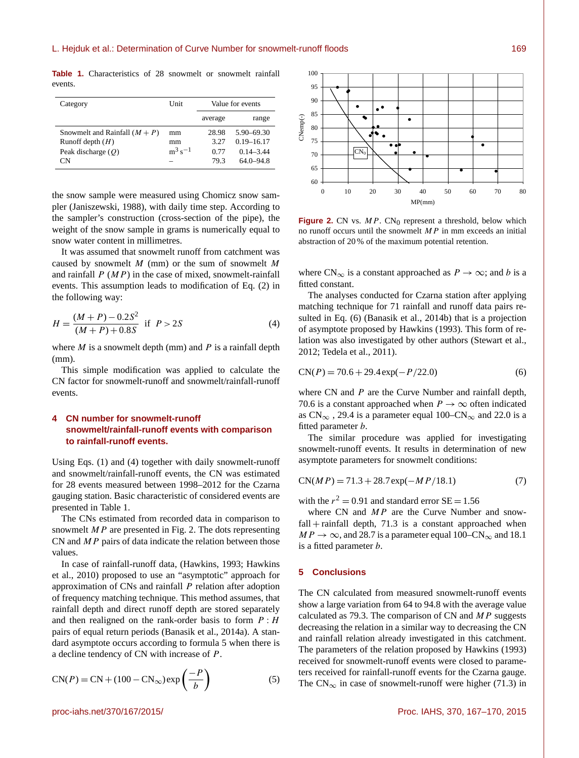**Table 1.** Characteristics of 28 snowmelt or snowmelt rainfall events.

| Category | Unit | Value for events | |
|---|---|---|---|
| | | average | range |
| Snowmelt and Rainfall ($M+P$) | mm | 28.98 | 5.90–69.30 |
| Runoff depth ($H$) | mm | 3.27 | 0.19–16.17 |
| Peak discharge ($Q$) | $m^3 s^{-1}$ | 0.77 | 0.14–3.44 |
| CN | – | 79.3 | 64.0–94.8 |

the snow sample were measured using Chomicz snow sampler (Janiszewski, 1988), with daily time step. According to the sampler's construction (cross-section of the pipe), the weight of the snow sample in grams is numerically equal to snow water content in millimetres.

It was assumed that snowmelt runoff from catchment was caused by snowmelt $M$ (mm) or the sum of snowmelt $M$ and rainfall $P$ ($MP$) in the case of mixed, snowmelt-rainfall events. This assumption leads to modification of Eq. (2) in the following way:

$$H = \frac{(M+P) - 0.2S^2}{(M+P) + 0.8S} \quad \text{if} \quad P > 2S \tag{4}$$

where $M$ is a snowmelt depth (mm) and $P$ is a rainfall depth (mm).

This simple modification was applied to calculate the CN factor for snowmelt-runoff and snowmelt/rainfall-runoff events.

## 4 CN number for snowmelt-runoff snowmelt/rainfall-runoff events with comparison to rainfall-runoff events.

Using Eqs. (1) and (4) together with daily snowmelt-runoff and snowmelt/rainfall-runoff events, the CN was estimated for 28 events measured between 1998–2012 for the Czarna gauging station. Basic characteristic of considered events are presented in Table 1.

The CNs estimated from recorded data in comparison to snowmelt $MP$ are presented in Fig. 2. The dots representing CN and $MP$ pairs of data indicate the relation between those values.

In case of rainfall-runoff data, (Hawkins, 1993; Hawkins et al., 2010) proposed to use an "asymptotic" approach for approximation of CNs and rainfall $P$ relation after adoption of frequency matching technique. This method assumes, that rainfall depth and direct runoff depth are stored separately and then realigned on the rank-order basis to form $P:H$ pairs of equal return periods (Banasik et al., 2014a). A standard asymptote occurs according to formula 5 when there is a decline tendency of CN with increase of $P$.

$$\mathrm{CN}(P) = \mathrm{CN} + (100 - \mathrm{CN}_\infty)\exp\left(\frac{-P}{b}\right) \tag{5}$$

**Figure 2.** CN vs. $MP$. $\mathrm{CN}_0$ represent a threshold, below which no runoff occurs until the snowmelt $MP$ in mm exceeds an initial abstraction of 20 % of the maximum potential retention.

where $\mathrm{CN}_\infty$ is a constant approached as $P \to \infty$; and $b$ is a fitted constant.

The analyses conducted for Czarna station after applying matching technique for 71 rainfall and runoff data pairs resulted in Eq. (6) (Banasik et al., 2014b) that is a projection of asymptote proposed by Hawkins (1993). This form of relation was also investigated by other authors (Stewart et al., 2012; Tedela et al., 2011).

$$\mathrm{CN}(P) = 70.6 + 29.4\exp(-P/22.0) \tag{6}$$

where CN and $P$ are the Curve Number and rainfall depth, 70.6 is a constant approached when $P \to \infty$ often indicated as $\mathrm{CN}_\infty$ , 29.4 is a parameter equal 100–$\mathrm{CN}_\infty$ and 22.0 is a fitted parameter $b$.

The similar procedure was applied for investigating snowmelt-runoff events. It results in determination of new asymptote parameters for snowmelt conditions:

$$\mathrm{CN}(MP) = 71.3 + 28.7\exp(-MP/18.1) \tag{7}$$

with the $r^2 = 0.91$ and standard error SE = 1.56

where CN and $MP$ are the Curve Number and snowfall + rainfall depth, 71.3 is a constant approached when $MP \to \infty$, and 28.7 is a parameter equal 100–$\mathrm{CN}_\infty$ and 18.1 is a fitted parameter $b$.

## 5 Conclusions

The CN calculated from measured snowmelt-runoff events show a large variation from 64 to 94.8 with the average value calculated as 79.3. The comparison of CN and $MP$ suggests decreasing the relation in a similar way to decreasing the CN and rainfall relation already investigated in this catchment. The parameters of the relation proposed by Hawkins (1993) received for snowmelt-runoff events were closed to parameters received for rainfall-runoff events for the Czarna gauge. The $\mathrm{CN}_\infty$ in case of snowmelt-runoff were higher (71.3) in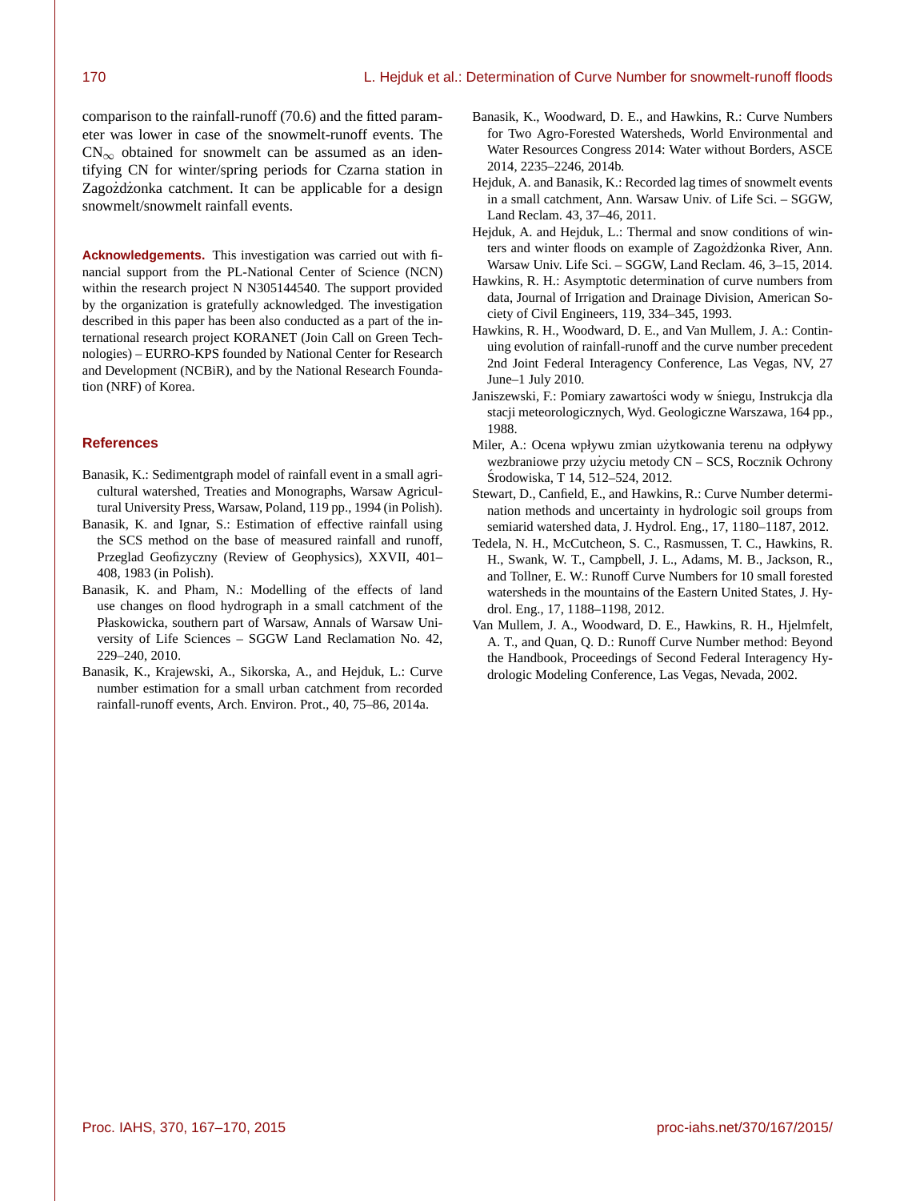comparison to the rainfall-runoff (70.6) and the fitted parameter was lower in case of the snowmelt-runoff events. The $CN_\infty$ obtained for snowmelt can be assumed as an identifying CN for winter/spring periods for Czarna station in Zagożdżonka catchment. It can be applicable for a design snowmelt/snowmelt rainfall events.

**Acknowledgements.** This investigation was carried out with financial support from the PL-National Center of Science (NCN) within the research project N N305144540. The support provided by the organization is gratefully acknowledged. The investigation described in this paper has been also conducted as a part of the international research project KORANET (Join Call on Green Technologies) – EURRO-KPS founded by National Center for Research and Development (NCBiR), and by the National Research Foundation (NRF) of Korea.

## References

Banasik, K.: Sedimentgraph model of rainfall event in a small agricultural watershed, Treaties and Monographs, Warsaw Agricultural University Press, Warsaw, Poland, 119 pp., 1994 (in Polish).

Banasik, K. and Ignar, S.: Estimation of effective rainfall using the SCS method on the base of measured rainfall and runoff, Przeglad Geofizyczny (Review of Geophysics), XXVII, 401–408, 1983 (in Polish).

Banasik, K. and Pham, N.: Modelling of the effects of land use changes on flood hydrograph in a small catchment of the Płaskowicka, southern part of Warsaw, Annals of Warsaw University of Life Sciences – SGGW Land Reclamation No. 42, 229–240, 2010.

Banasik, K., Krajewski, A., Sikorska, A., and Hejduk, L.: Curve number estimation for a small urban catchment from recorded rainfall-runoff events, Arch. Environ. Prot., 40, 75–86, 2014a.

Banasik, K., Woodward, D. E., and Hawkins, R.: Curve Numbers for Two Agro-Forested Watersheds, World Environmental and Water Resources Congress 2014: Water without Borders, ASCE 2014, 2235–2246, 2014b.

Hejduk, A. and Banasik, K.: Recorded lag times of snowmelt events in a small catchment, Ann. Warsaw Univ. of Life Sci. – SGGW, Land Reclam. 43, 37–46, 2011.

Hejduk, A. and Hejduk, L.: Thermal and snow conditions of winters and winter floods on example of Zagożdżonka River, Ann. Warsaw Univ. Life Sci. – SGGW, Land Reclam. 46, 3–15, 2014.

Hawkins, R. H.: Asymptotic determination of curve numbers from data, Journal of Irrigation and Drainage Division, American Society of Civil Engineers, 119, 334–345, 1993.

Hawkins, R. H., Woodward, D. E., and Van Mullem, J. A.: Continuing evolution of rainfall-runoff and the curve number precedent 2nd Joint Federal Interagency Conference, Las Vegas, NV, 27 June–1 July 2010.

Janiszewski, F.: Pomiary zawartości wody w śniegu, Instrukcja dla stacji meteorologicznych, Wyd. Geologiczne Warszawa, 164 pp., 1988.

Miler, A.: Ocena wpływu zmian użytkowania terenu na odpływy wezbraniowe przy użyciu metody CN – SCS, Rocznik Ochrony Środowiska, T 14, 512–524, 2012.

Stewart, D., Canfield, E., and Hawkins, R.: Curve Number determination methods and uncertainty in hydrologic soil groups from semiarid watershed data, J. Hydrol. Eng., 17, 1180–1187, 2012.

Tedela, N. H., McCutcheon, S. C., Rasmussen, T. C., Hawkins, R. H., Swank, W. T., Campbell, J. L., Adams, M. B., Jackson, R., and Tollner, E. W.: Runoff Curve Numbers for 10 small forested watersheds in the mountains of the Eastern United States, J. Hydrol. Eng., 17, 1188–1198, 2012.

Van Mullem, J. A., Woodward, D. E., Hawkins, R. H., Hjelmfelt, A. T., and Quan, Q. D.: Runoff Curve Number method: Beyond the Handbook, Proceedings of Second Federal Interagency Hydrologic Modeling Conference, Las Vegas, Nevada, 2002.